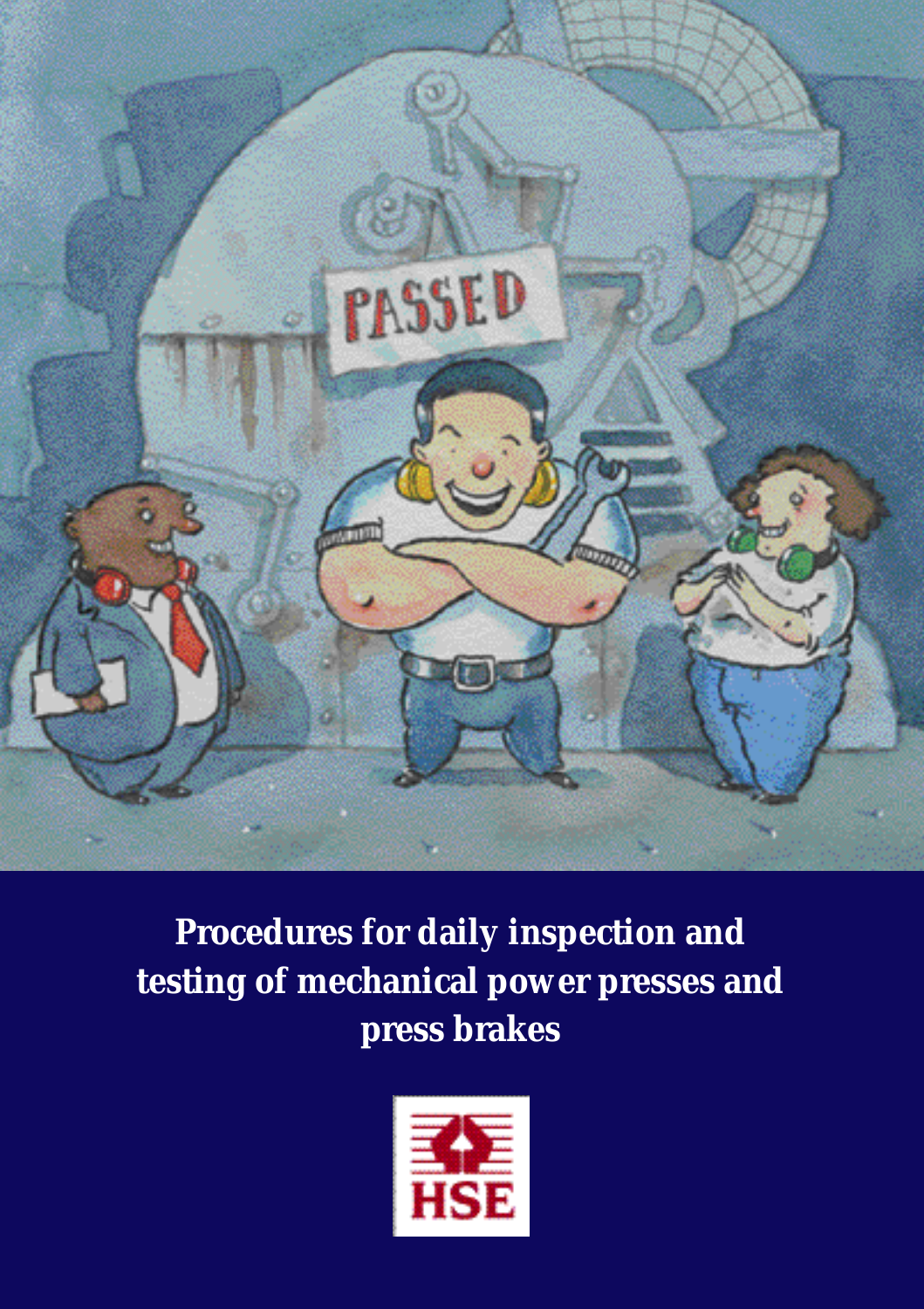# Procedures for daily inspection and testing of mechanical power presses and press brakes

HSE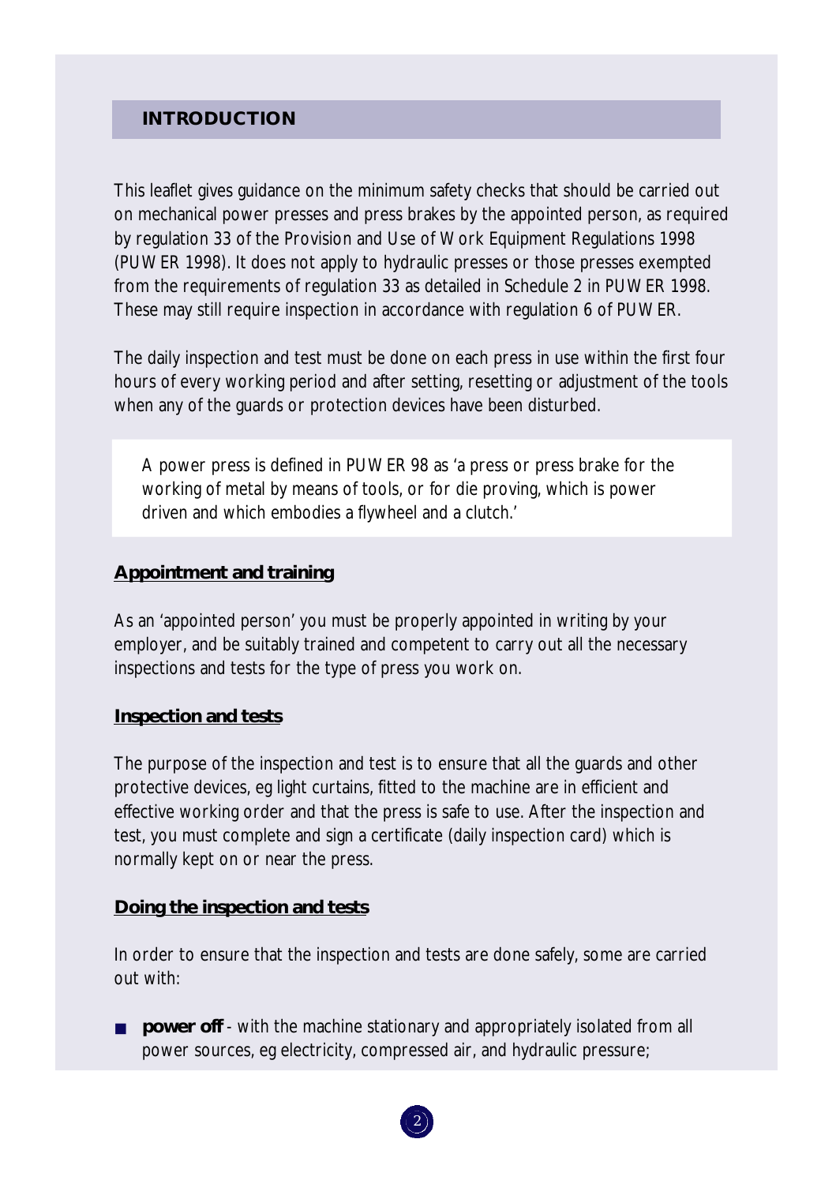## INTRODUCTION

This leaflet gives guidance on the minimum safety checks that should be carried out on mechanical power presses and press brakes by the appointed person, as required by regulation 33 of the Provision and Use of Work Equipment Regulations 1998 (PUWER 1998). It does not apply to hydraulic presses or those presses exempted from the requirements of regulation 33 as detailed in Schedule 2 in PUWER 1998. These may still require inspection in accordance with regulation 6 of PUWER.

The daily inspection and test must be done on each press in use within the first four hours of every working period and after setting, resetting or adjustment of the tools when any of the guards or protection devices have been disturbed.

> A power press is defined in PUWER 98 as 'a press or press brake for the working of metal by means of tools, or for die proving, which is power driven and which embodies a flywheel and a clutch.'

### Appointment and training

As an 'appointed person' you must be properly appointed in writing by your employer, and be suitably trained and competent to carry out all the necessary inspections and tests for the type of press you work on.

### Inspection and tests

The purpose of the inspection and test is to ensure that all the guards and other protective devices, eg light curtains, fitted to the machine are in efficient and effective working order and that the press is safe to use. After the inspection and test, you must complete and sign a certificate (daily inspection card) which is normally kept on or near the press.

### Doing the inspection and tests

In order to ensure that the inspection and tests are done safely, some are carried out with:

- **power off** - with the machine stationary and appropriately isolated from all power sources, eg electricity, compressed air, and hydraulic pressure;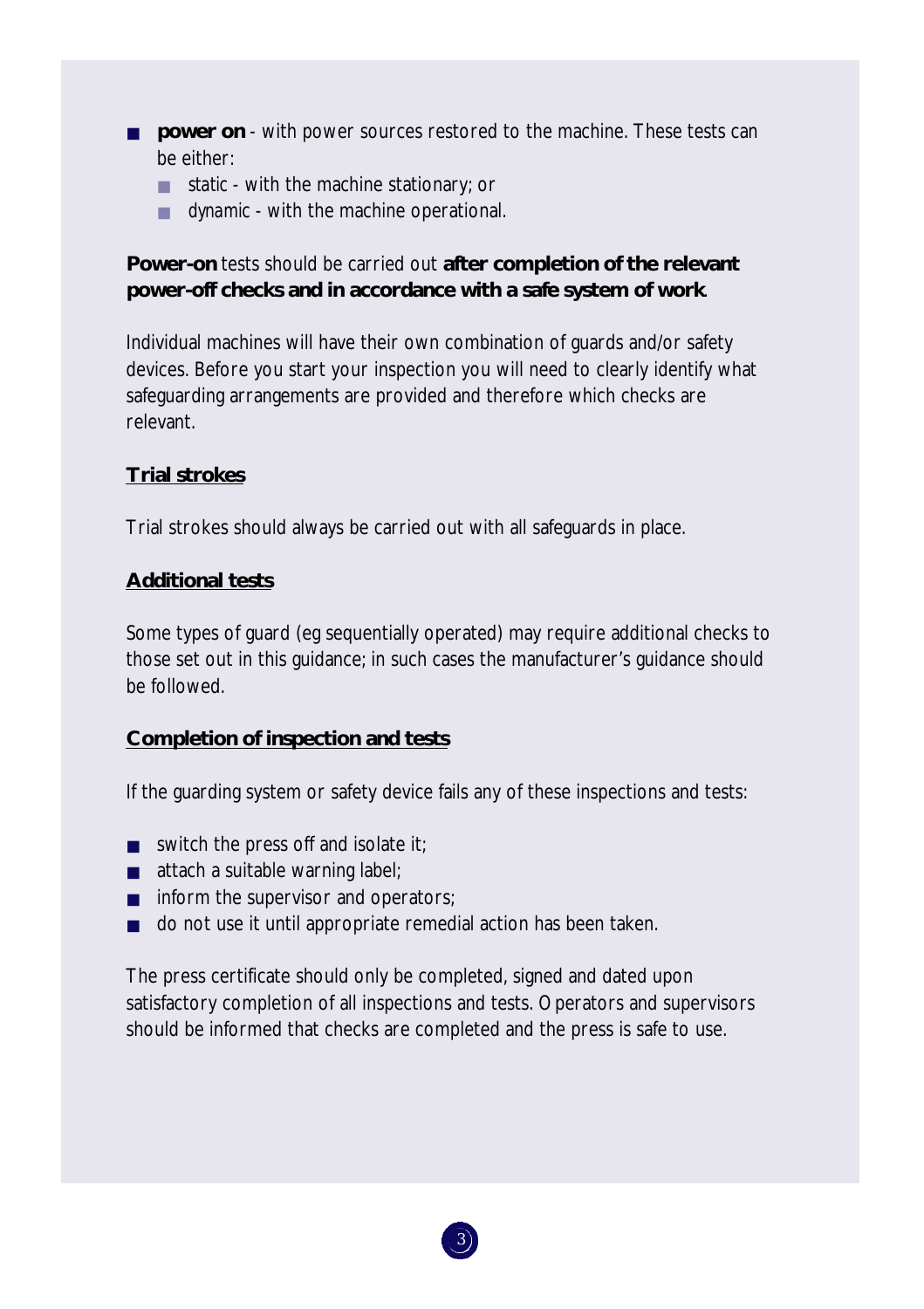- **power on** - with power sources restored to the machine. These tests can be either:
  - static - with the machine stationary; or
  - dynamic - with the machine operational.

**Power-on** tests should be carried out **after completion of the relevant power-off checks and in accordance with a safe system of work**.

Individual machines will have their own combination of guards and/or safety devices. Before you start your inspection you will need to clearly identify what safeguarding arrangements are provided and therefore which checks are relevant.

## Trial strokes

Trial strokes should always be carried out with all safeguards in place.

## Additional tests

Some types of guard (eg sequentially operated) may require additional checks to those set out in this guidance; in such cases the manufacturer's guidance should be followed.

## Completion of inspection and tests

If the guarding system or safety device fails any of these inspections and tests:

- switch the press off and isolate it;
- attach a suitable warning label;
- inform the supervisor and operators;
- do not use it until appropriate remedial action has been taken.

The press certificate should only be completed, signed and dated upon satisfactory completion of all inspections and tests. Operators and supervisors should be informed that checks are completed and the press is safe to use.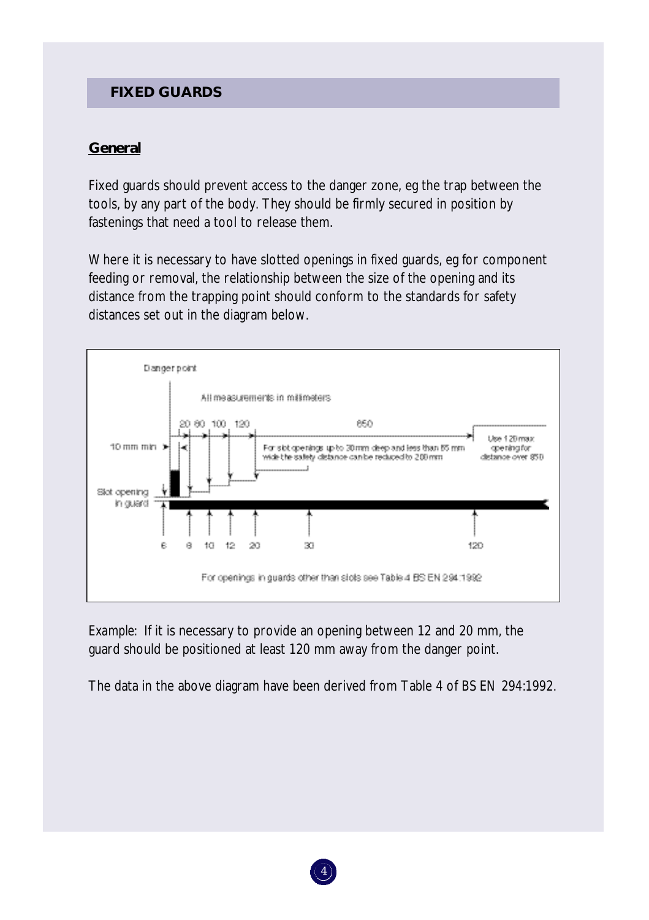## FIXED GUARDS

### General

Fixed guards should prevent access to the danger zone, eg the trap between the tools, by any part of the body. They should be firmly secured in position by fastenings that need a tool to release them.

Where it is necessary to have slotted openings in fixed guards, eg for component feeding or removal, the relationship between the size of the opening and its distance from the trapping point should conform to the standards for safety distances set out in the diagram below.

Danger point

All measurements in millimeters

20 80 100 120 850

10 mm min

For slot openings up to 30mm deep and less than 65 mm wide the safety distance can be reduced to 200mm

Use 120 max opening for distance over 850

Slot opening in guard

6 8 10 12 20 30 120

For openings in guards other than slots see Table 4 BS EN 294:1992

*Example:* If it is necessary to provide an opening between 12 and 20 mm, the guard should be positioned at least 120 mm away from the danger point.

The data in the above diagram have been derived from Table 4 of BS EN 294:1992.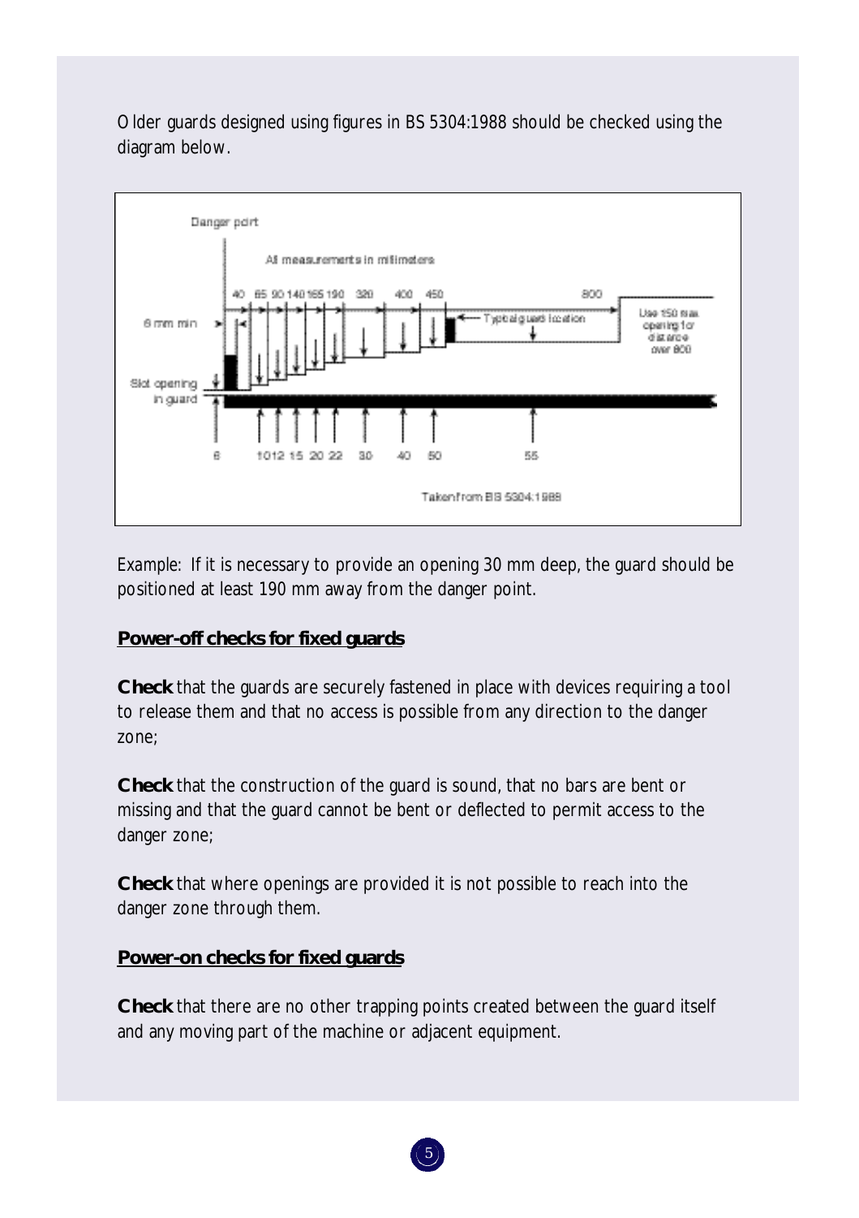Older guards designed using figures in BS 5304:1988 should be checked using the diagram below.

Danger point

All measurements in millimeters

40 65 90 140 165 190 320 400 450 800

6 mm min

Typical guard location

Use 150 max opening for distance over 800

Slot opening in guard

6 10 12 15 20 22 30 40 50 55

Taken from BS 5304:1988

*Example:* If it is necessary to provide an opening 30 mm deep, the guard should be positioned at least 190 mm away from the danger point.

**Power-off checks for fixed guards**

**Check** that the guards are securely fastened in place with devices requiring a tool to release them and that no access is possible from any direction to the danger zone;

**Check** that the construction of the guard is sound, that no bars are bent or missing and that the guard cannot be bent or deflected to permit access to the danger zone;

**Check** that where openings are provided it is not possible to reach into the danger zone through them.

**Power-on checks for fixed guards**

**Check** that there are no other trapping points created between the guard itself and any moving part of the machine or adjacent equipment.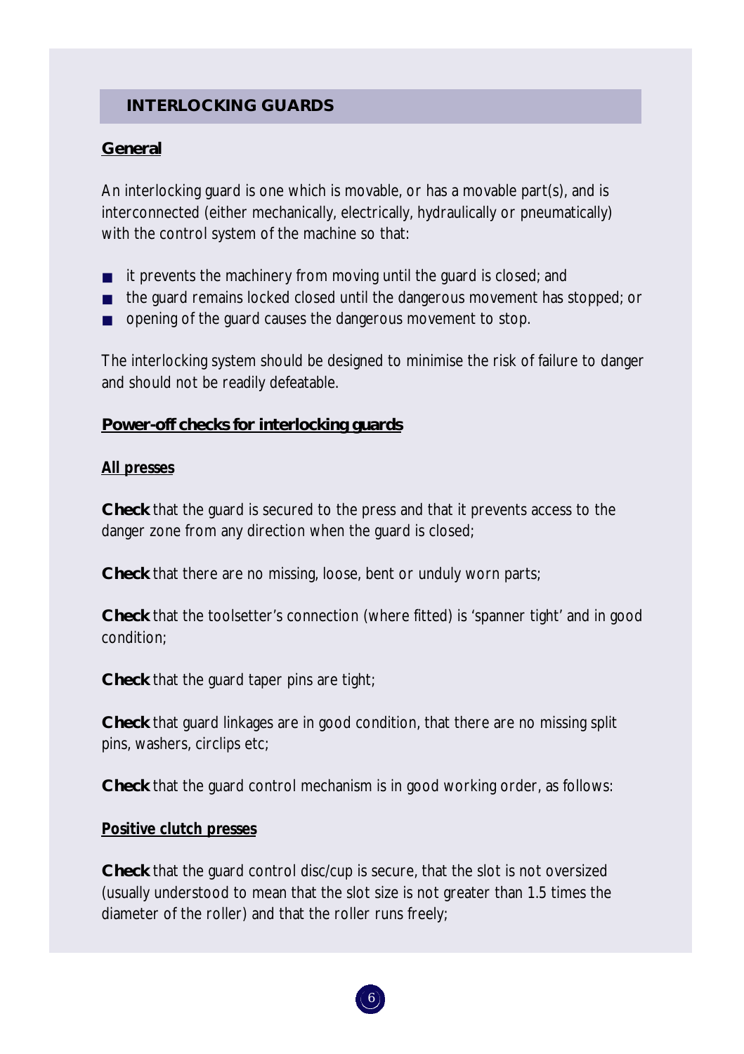## INTERLOCKING GUARDS

### General

An interlocking guard is one which is movable, or has a movable part(s), and is interconnected (either mechanically, electrically, hydraulically or pneumatically) with the control system of the machine so that:

- it prevents the machinery from moving until the guard is closed; and
- the guard remains locked closed until the dangerous movement has stopped; or
- opening of the guard causes the dangerous movement to stop.

The interlocking system should be designed to minimise the risk of failure to danger and should not be readily defeatable.

### Power-off checks for interlocking guards

#### All presses

**Check** that the guard is secured to the press and that it prevents access to the danger zone from any direction when the guard is closed;

**Check** that there are no missing, loose, bent or unduly worn parts;

**Check** that the toolsetter's connection (where fitted) is 'spanner tight' and in good condition;

**Check** that the guard taper pins are tight;

**Check** that guard linkages are in good condition, that there are no missing split pins, washers, circlips etc;

**Check** that the guard control mechanism is in good working order, as follows:

#### Positive clutch presses

**Check** that the guard control disc/cup is secure, that the slot is not oversized (usually understood to mean that the slot size is not greater than 1.5 times the diameter of the roller) and that the roller runs freely;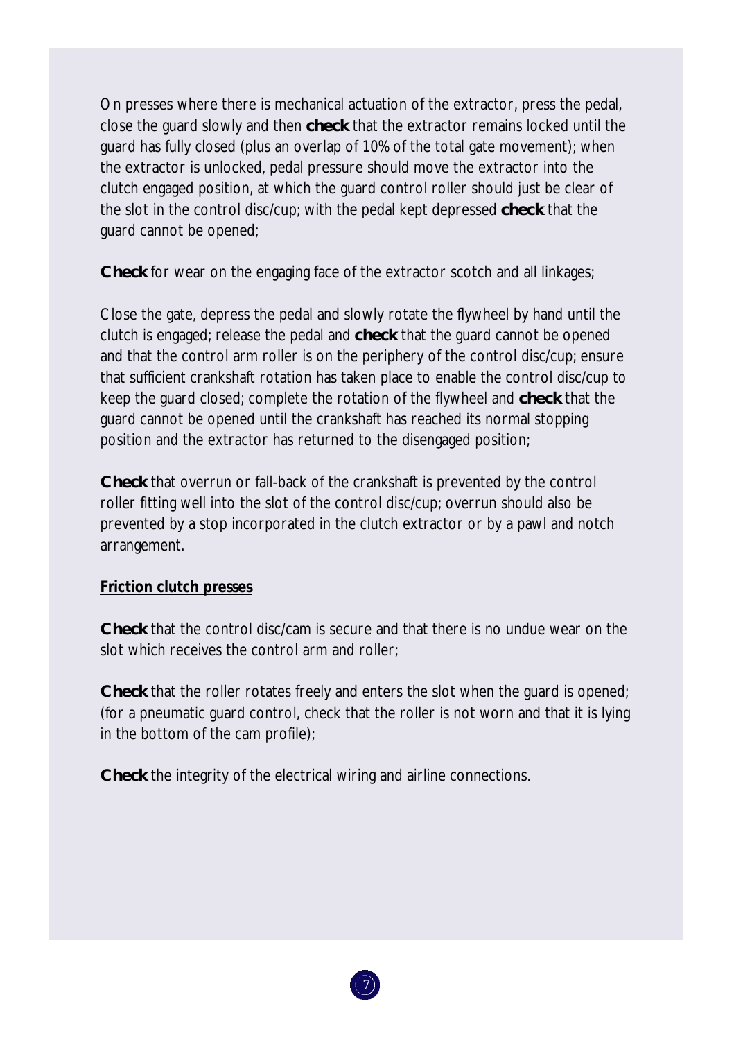On presses where there is mechanical actuation of the extractor, press the pedal, close the guard slowly and then **check** that the extractor remains locked until the guard has fully closed (plus an overlap of 10% of the total gate movement); when the extractor is unlocked, pedal pressure should move the extractor into the clutch engaged position, at which the guard control roller should just be clear of the slot in the control disc/cup; with the pedal kept depressed **check** that the guard cannot be opened;

**Check** for wear on the engaging face of the extractor scotch and all linkages;

Close the gate, depress the pedal and slowly rotate the flywheel by hand until the clutch is engaged; release the pedal and **check** that the guard cannot be opened and that the control arm roller is on the periphery of the control disc/cup; ensure that sufficient crankshaft rotation has taken place to enable the control disc/cup to keep the guard closed; complete the rotation of the flywheel and **check** that the guard cannot be opened until the crankshaft has reached its normal stopping position and the extractor has returned to the disengaged position;

**Check** that overrun or fall-back of the crankshaft is prevented by the control roller fitting well into the slot of the control disc/cup; overrun should also be prevented by a stop incorporated in the clutch extractor or by a pawl and notch arrangement.

**Friction clutch presses**

**Check** that the control disc/cam is secure and that there is no undue wear on the slot which receives the control arm and roller;

**Check** that the roller rotates freely and enters the slot when the guard is opened; (for a pneumatic guard control, check that the roller is not worn and that it is lying in the bottom of the cam profile);

**Check** the integrity of the electrical wiring and airline connections.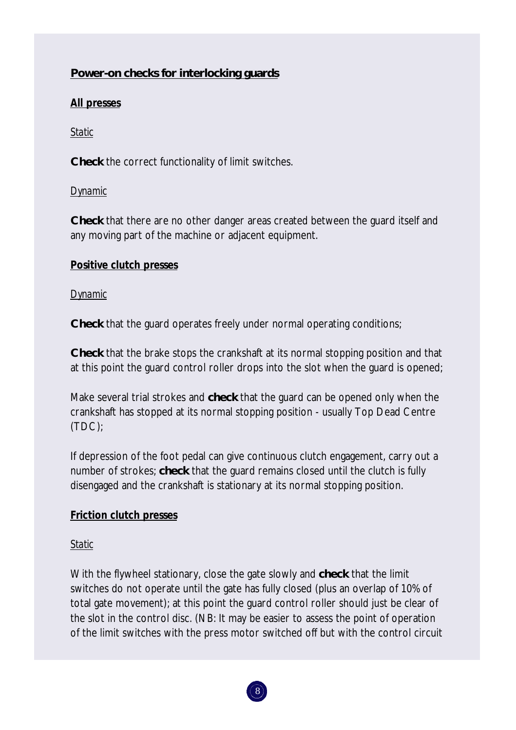## Power-on checks for interlocking guards

### All presses

*Static*

**Check** the correct functionality of limit switches.

*Dynamic*

**Check** that there are no other danger areas created between the guard itself and any moving part of the machine or adjacent equipment.

### Positive clutch presses

*Dynamic*

**Check** that the guard operates freely under normal operating conditions;

**Check** that the brake stops the crankshaft at its normal stopping position and that at this point the guard control roller drops into the slot when the guard is opened;

Make several trial strokes and **check** that the guard can be opened only when the crankshaft has stopped at its normal stopping position - usually Top Dead Centre (TDC);

If depression of the foot pedal can give continuous clutch engagement, carry out a number of strokes; **check** that the guard remains closed until the clutch is fully disengaged and the crankshaft is stationary at its normal stopping position.

### Friction clutch presses

*Static*

With the flywheel stationary, close the gate slowly and **check** that the limit switches do not operate until the gate has fully closed (plus an overlap of 10% of total gate movement); at this point the guard control roller should just be clear of the slot in the control disc. (NB: It may be easier to assess the point of operation of the limit switches with the press motor switched off but with the control circuit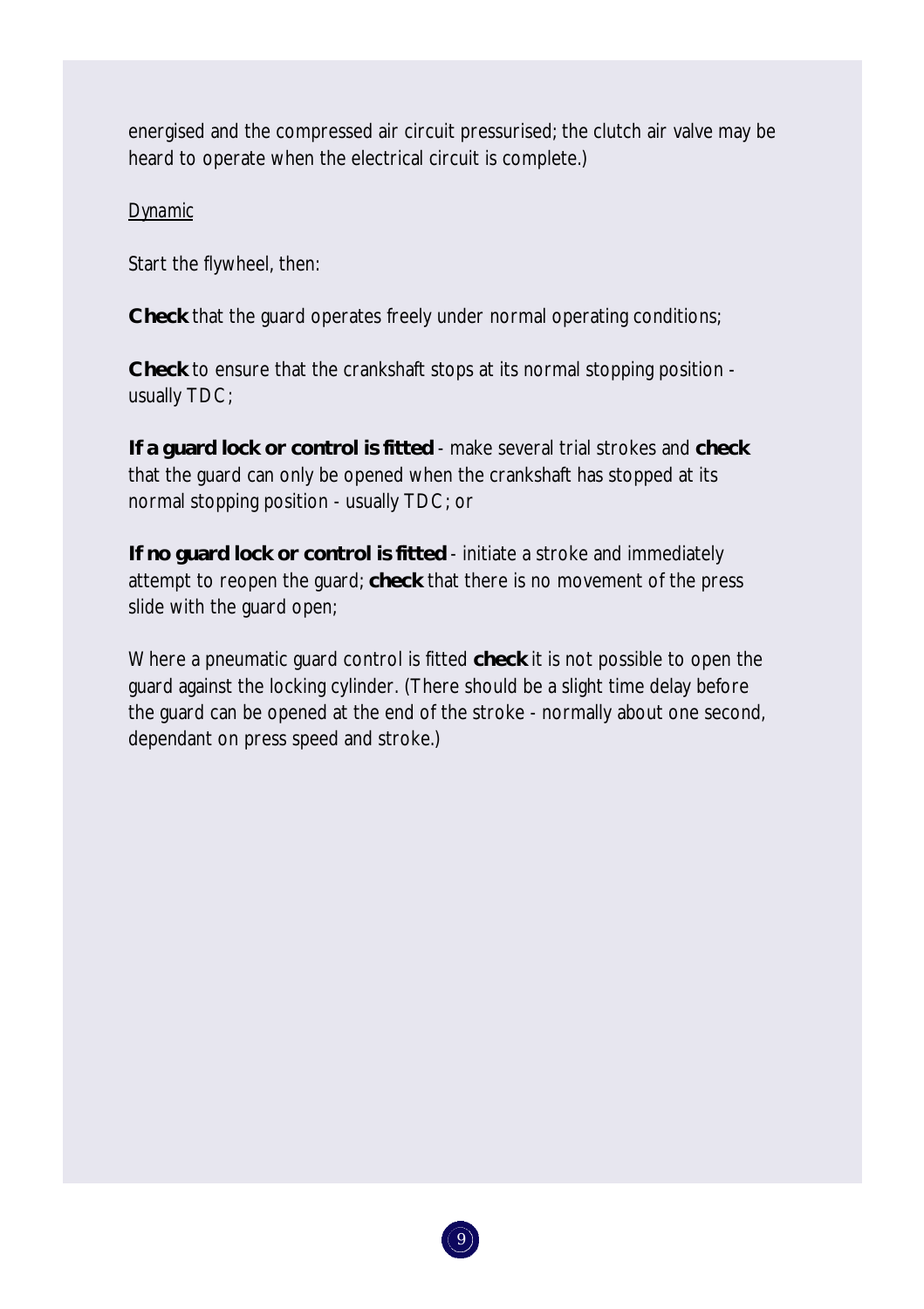energised and the compressed air circuit pressurised; the clutch air valve may be heard to operate when the electrical circuit is complete.)

*Dynamic*

Start the flywheel, then:

**Check** that the guard operates freely under normal operating conditions;

**Check** to ensure that the crankshaft stops at its normal stopping position - usually TDC;

**If a guard lock or control is fitted** - make several trial strokes and **check** that the guard can only be opened when the crankshaft has stopped at its normal stopping position - usually TDC; or

**If no guard lock or control is fitted** - initiate a stroke and immediately attempt to reopen the guard; **check** that there is no movement of the press slide with the guard open;

Where a pneumatic guard control is fitted **check** it is not possible to open the guard against the locking cylinder. (There should be a slight time delay before the guard can be opened at the end of the stroke - normally about one second, dependant on press speed and stroke.)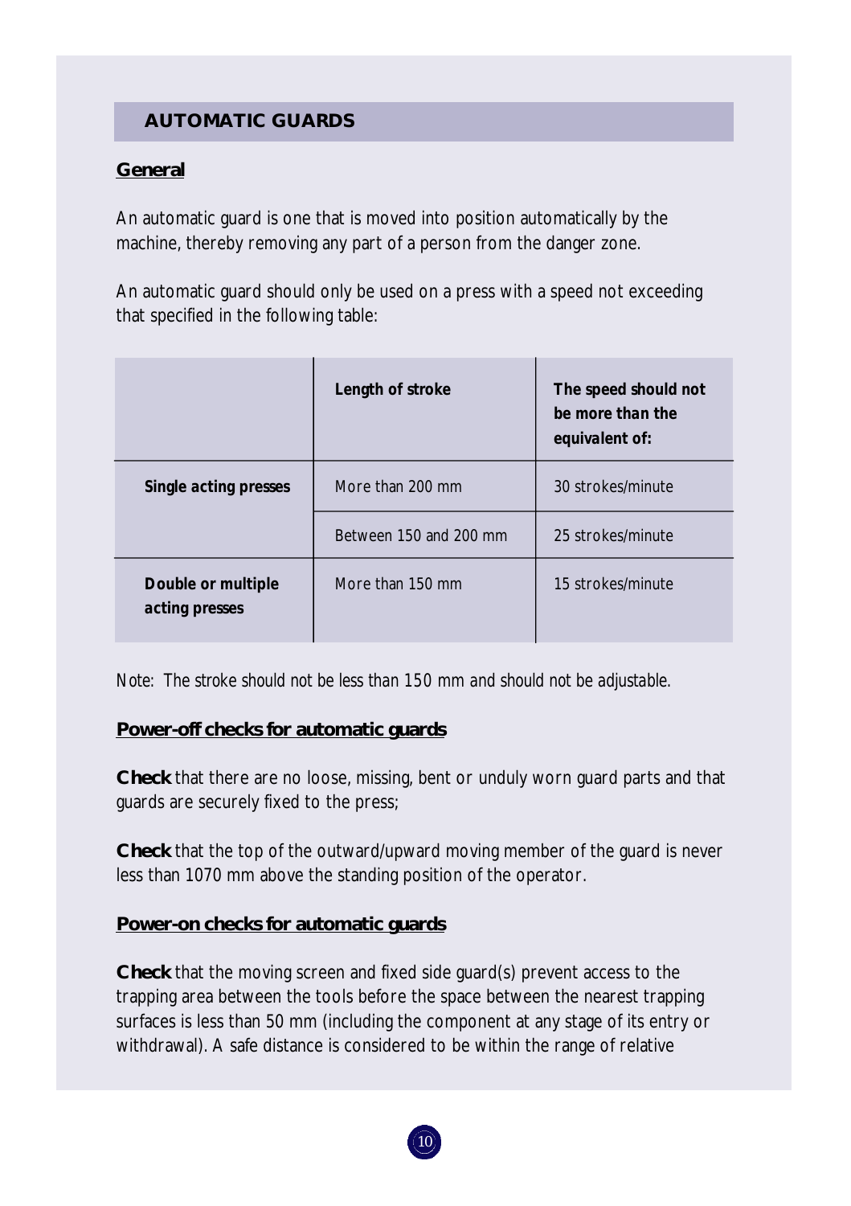## AUTOMATIC GUARDS

**General**

An automatic guard is one that is moved into position automatically by the machine, thereby removing any part of a person from the danger zone.

An automatic guard should only be used on a press with a speed not exceeding that specified in the following table:

| | Length of stroke | The speed should not be more than the equivalent of: |
|---|---|---|
| **Single acting presses** | More than 200 mm | 30 strokes/minute |
| | Between 150 and 200 mm | 25 strokes/minute |
| **Double or multiple acting presses** | More than 150 mm | 15 strokes/minute |

*Note: The stroke should not be less than 150 mm and should not be adjustable.*

**Power-off checks for automatic guards**

**Check** that there are no loose, missing, bent or unduly worn guard parts and that guards are securely fixed to the press;

**Check** that the top of the outward/upward moving member of the guard is never less than 1070 mm above the standing position of the operator.

**Power-on checks for automatic guards**

**Check** that the moving screen and fixed side guard(s) prevent access to the trapping area between the tools before the space between the nearest trapping surfaces is less than 50 mm (including the component at any stage of its entry or withdrawal). A safe distance is considered to be within the range of relative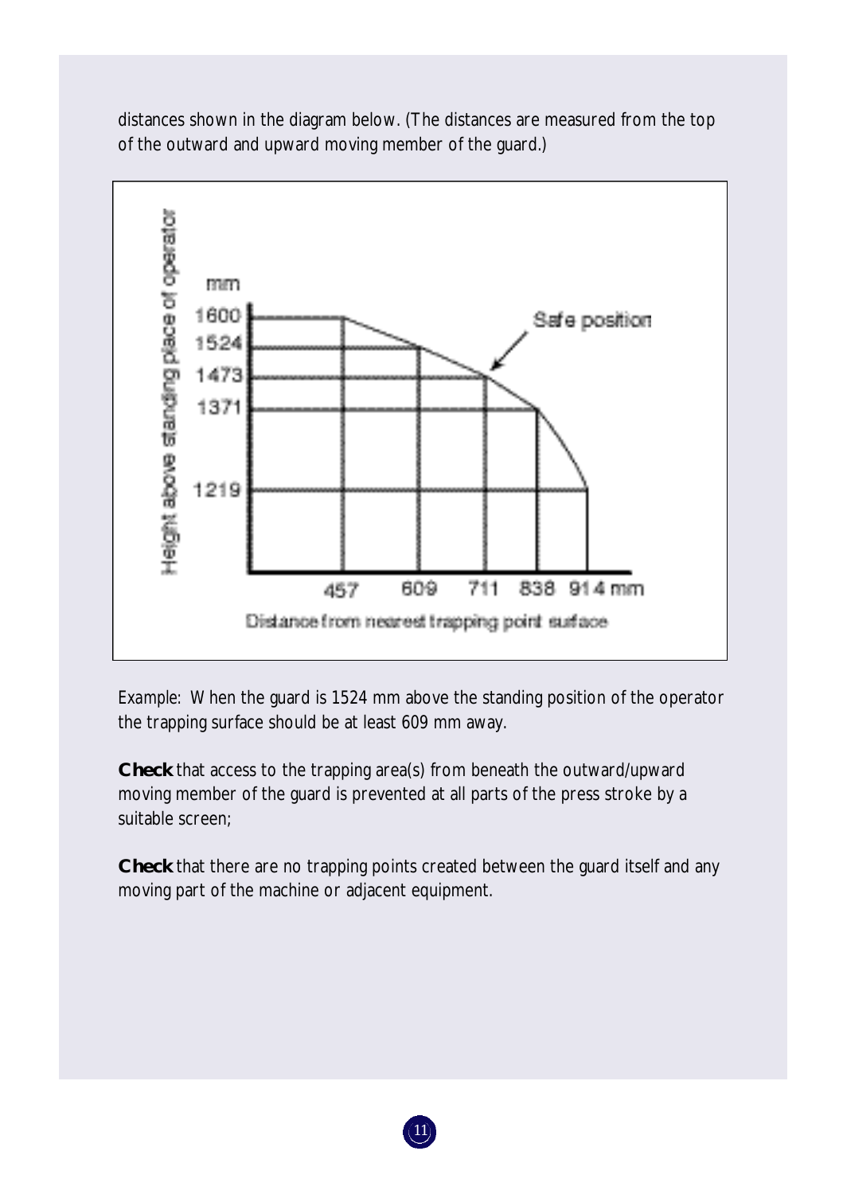distances shown in the diagram below. (The distances are measured from the top of the outward and upward moving member of the guard.)

Example: When the guard is 1524 mm above the standing position of the operator the trapping surface should be at least 609 mm away.

**Check** that access to the trapping area(s) from beneath the outward/upward moving member of the guard is prevented at all parts of the press stroke by a suitable screen;

**Check** that there are no trapping points created between the guard itself and any moving part of the machine or adjacent equipment.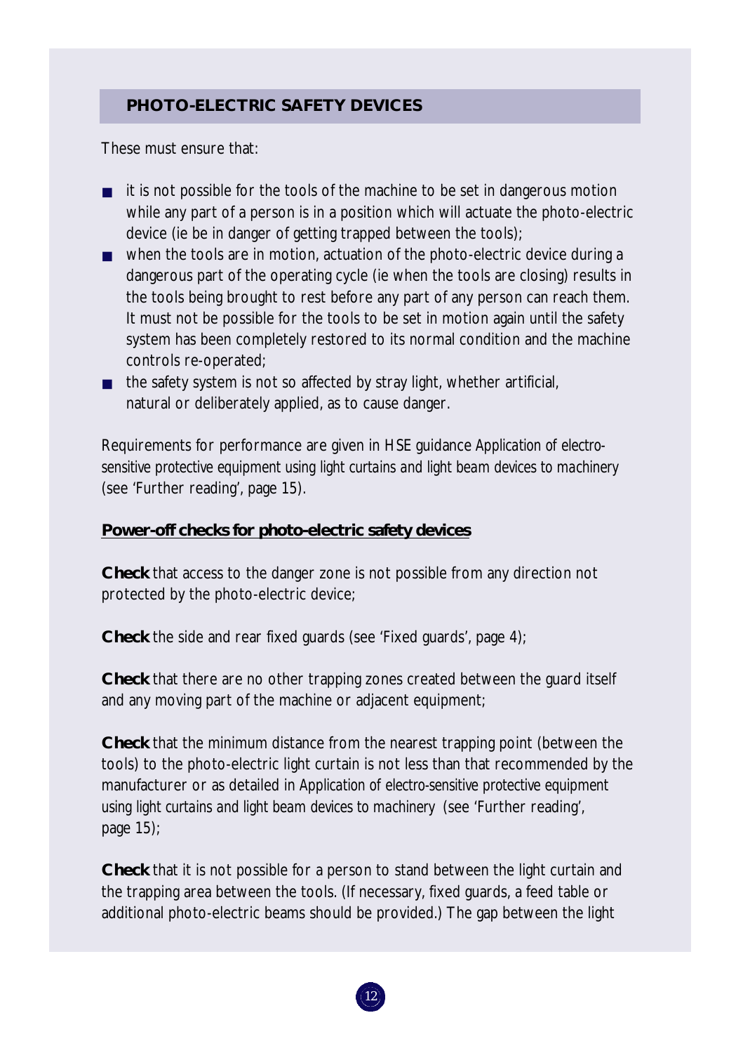## PHOTO-ELECTRIC SAFETY DEVICES

These must ensure that:

- it is not possible for the tools of the machine to be set in dangerous motion while any part of a person is in a position which will actuate the photo-electric device (ie be in danger of getting trapped between the tools);
- when the tools are in motion, actuation of the photo-electric device during a dangerous part of the operating cycle (ie when the tools are closing) results in the tools being brought to rest before any part of any person can reach them. It must not be possible for the tools to be set in motion again until the safety system has been completely restored to its normal condition and the machine controls re-operated;
- the safety system is not so affected by stray light, whether artificial, natural or deliberately applied, as to cause danger.

Requirements for performance are given in HSE guidance *Application of electro-sensitive protective equipment using light curtains and light beam devices to machinery* (see 'Further reading', page 15).

### Power-off checks for photo-electric safety devices

**Check** that access to the danger zone is not possible from any direction not protected by the photo-electric device;

**Check** the side and rear fixed guards (see 'Fixed guards', page 4);

**Check** that there are no other trapping zones created between the guard itself and any moving part of the machine or adjacent equipment;

**Check** that the minimum distance from the nearest trapping point (between the tools) to the photo-electric light curtain is not less than that recommended by the manufacturer or as detailed in *Application of electro-sensitive protective equipment using light curtains and light beam devices to machinery* (see 'Further reading', page 15);

**Check** that it is not possible for a person to stand between the light curtain and the trapping area between the tools. (If necessary, fixed guards, a feed table or additional photo-electric beams should be provided.) The gap between the light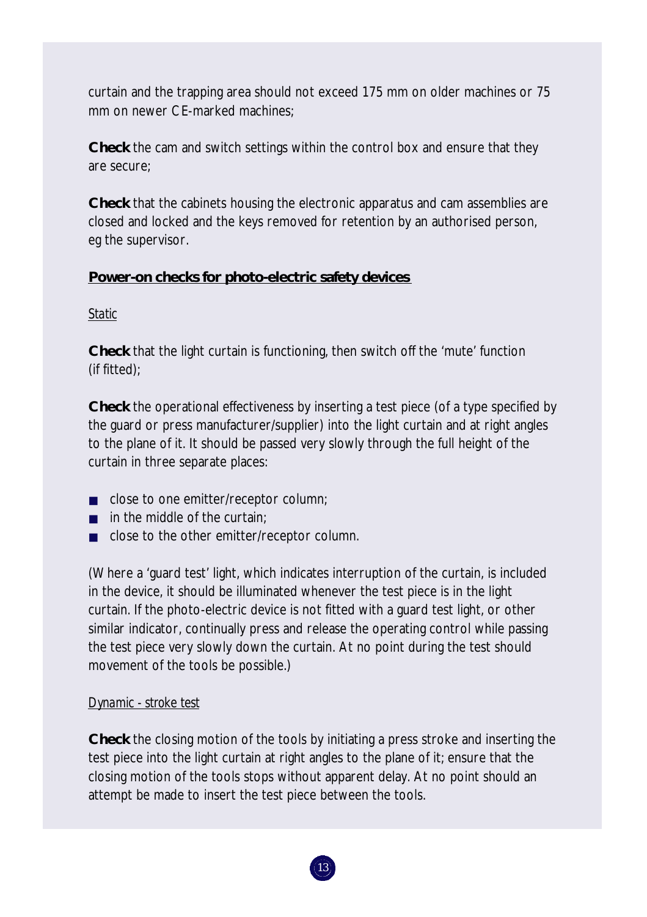curtain and the trapping area should not exceed 175 mm on older machines or 75 mm on newer CE-marked machines;

**Check** the cam and switch settings within the control box and ensure that they are secure;

**Check** that the cabinets housing the electronic apparatus and cam assemblies are closed and locked and the keys removed for retention by an authorised person, eg the supervisor.

**Power-on checks for photo-electric safety devices**

*Static*

**Check** that the light curtain is functioning, then switch off the 'mute' function (if fitted);

**Check** the operational effectiveness by inserting a test piece (of a type specified by the guard or press manufacturer/supplier) into the light curtain and at right angles to the plane of it. It should be passed very slowly through the full height of the curtain in three separate places:

- close to one emitter/receptor column;
- in the middle of the curtain;
- close to the other emitter/receptor column.

(Where a 'guard test' light, which indicates interruption of the curtain, is included in the device, it should be illuminated whenever the test piece is in the light curtain. If the photo-electric device is not fitted with a guard test light, or other similar indicator, continually press and release the operating control while passing the test piece very slowly down the curtain. At no point during the test should movement of the tools be possible.)

*Dynamic - stroke test*

**Check** the closing motion of the tools by initiating a press stroke and inserting the test piece into the light curtain at right angles to the plane of it; ensure that the closing motion of the tools stops without apparent delay. At no point should an attempt be made to insert the test piece between the tools.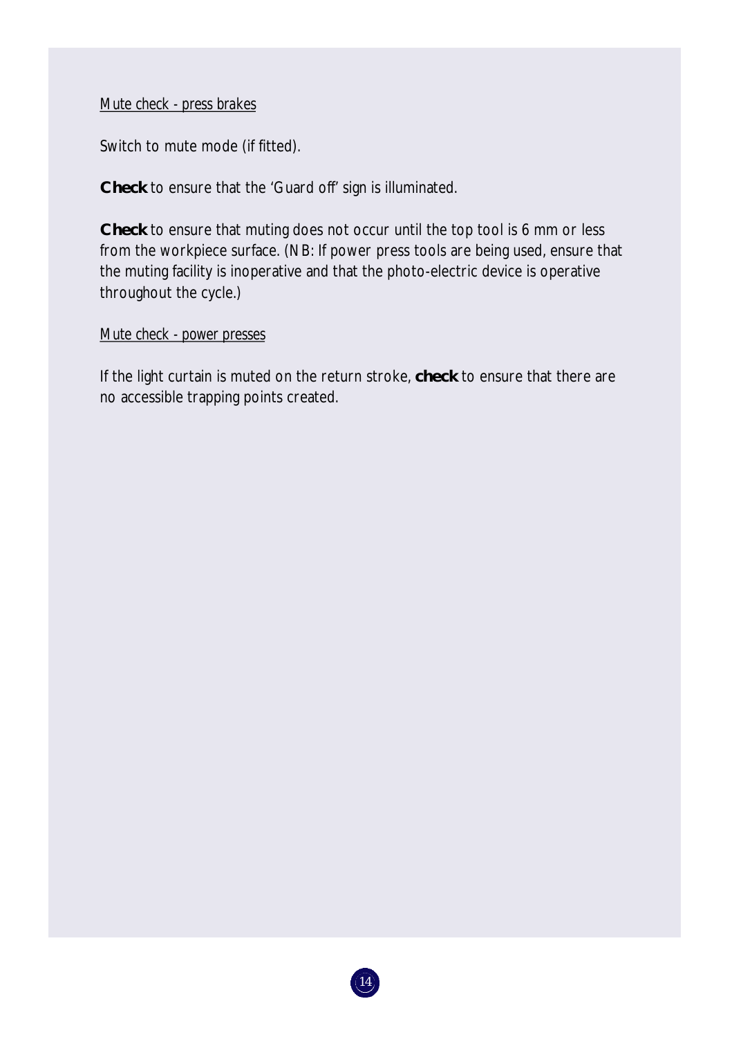Mute check - press brakes

Switch to mute mode (if fitted).

**Check** to ensure that the 'Guard off' sign is illuminated.

**Check** to ensure that muting does not occur until the top tool is 6 mm or less from the workpiece surface. (NB: If power press tools are being used, ensure that the muting facility is inoperative and that the photo-electric device is operative throughout the cycle.)

Mute check - power presses

If the light curtain is muted on the return stroke, **check** to ensure that there are no accessible trapping points created.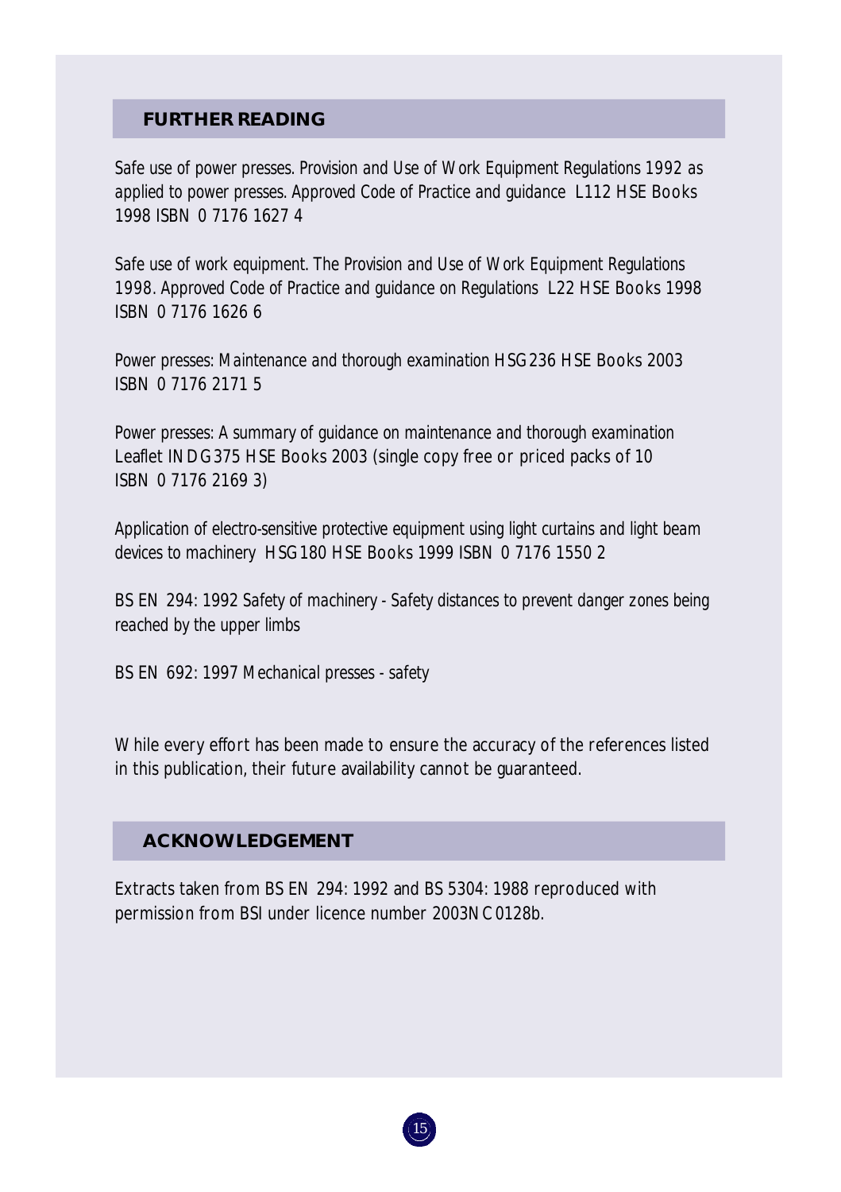## FURTHER READING

*Safe use of power presses. Provision and Use of Work Equipment Regulations 1992 as applied to power presses. Approved Code of Practice and guidance* L112 HSE Books 1998 ISBN 0 7176 1627 4

*Safe use of work equipment. The Provision and Use of Work Equipment Regulations 1998. Approved Code of Practice and guidance on Regulations* L22 HSE Books 1998 ISBN 0 7176 1626 6

*Power presses: Maintenance and thorough examination* HSG236 HSE Books 2003 ISBN 0 7176 2171 5

*Power presses: A summary of guidance on maintenance and thorough examination* Leaflet INDG375 HSE Books 2003 (single copy free or priced packs of 10 ISBN 0 7176 2169 3)

*Application of electro-sensitive protective equipment using light curtains and light beam devices to machinery* HSG180 HSE Books 1999 ISBN 0 7176 1550 2

BS EN 294: 1992 *Safety of machinery - Safety distances to prevent danger zones being reached by the upper limbs*

BS EN 692: 1997 *Mechanical presses - safety*

While every effort has been made to ensure the accuracy of the references listed in this publication, their future availability cannot be guaranteed.

## ACKNOWLEDGEMENT

Extracts taken from BS EN 294: 1992 and BS 5304: 1988 reproduced with permission from BSI under licence number 2003NC0128b.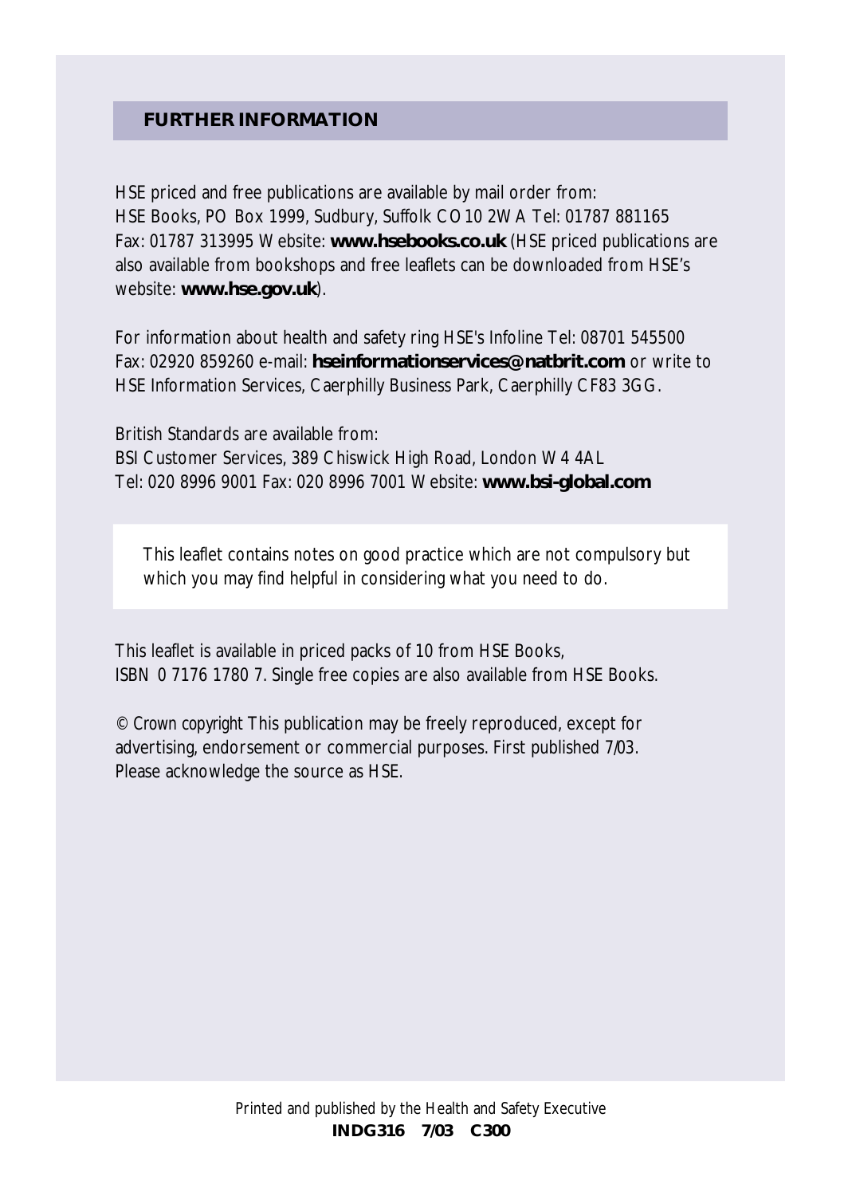## FURTHER INFORMATION

HSE priced and free publications are available by mail order from: HSE Books, PO Box 1999, Sudbury, Suffolk CO10 2WA Tel: 01787 881165 Fax: 01787 313995 Website: **www.hsebooks.co.uk** (HSE priced publications are also available from bookshops and free leaflets can be downloaded from HSE's website: **www.hse.gov.uk**).

For information about health and safety ring HSE's Infoline Tel: 08701 545500 Fax: 02920 859260 e-mail: **hseinformationservices@natbrit.com** or write to HSE Information Services, Caerphilly Business Park, Caerphilly CF83 3GG.

British Standards are available from:
BSI Customer Services, 389 Chiswick High Road, London W4 4AL
Tel: 020 8996 9001 Fax: 020 8996 7001 Website: **www.bsi-global.com**

This leaflet contains notes on good practice which are not compulsory but which you may find helpful in considering what you need to do.

This leaflet is available in priced packs of 10 from HSE Books, ISBN 0 7176 1780 7. Single free copies are also available from HSE Books.

© Crown copyright This publication may be freely reproduced, except for advertising, endorsement or commercial purposes. First published 7/03. Please acknowledge the source as HSE.

Printed and published by the Health and Safety Executive

**INDG316 7/03 C300**